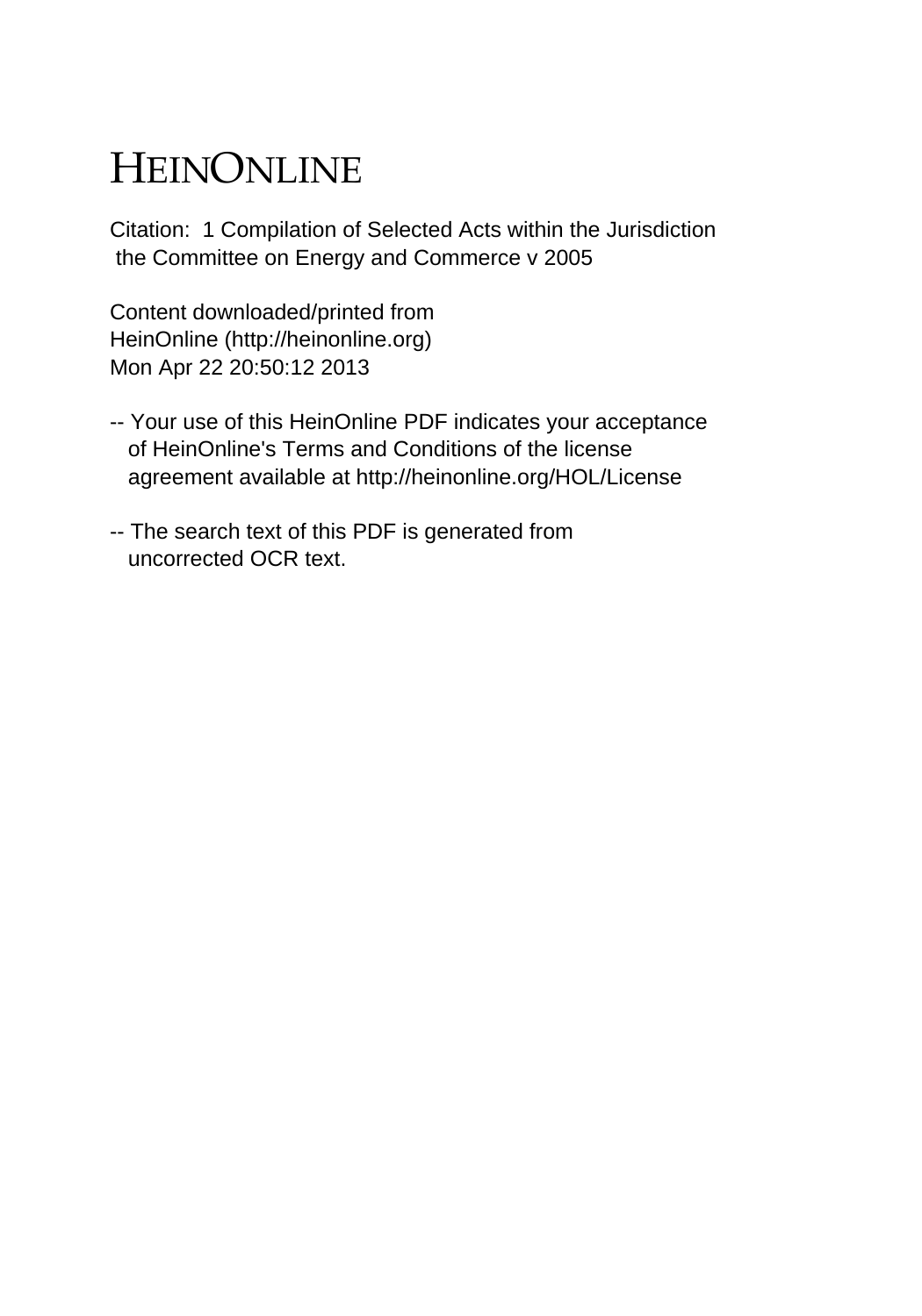# HEINONLINE

Citation: 1 Compilation of Selected Acts within the Jurisdiction the Committee on Energy and Commerce v 2005

Content downloaded/printed from HeinOnline (http://heinonline.org) Mon Apr 22 20:50:12 2013

-- Your use of this HeinOnline PDF indicates your acceptance of HeinOnline's Terms and Conditions of the license agreement available at http://heinonline.org/HOL/License

-- The search text of this PDF is generated from uncorrected OCR text.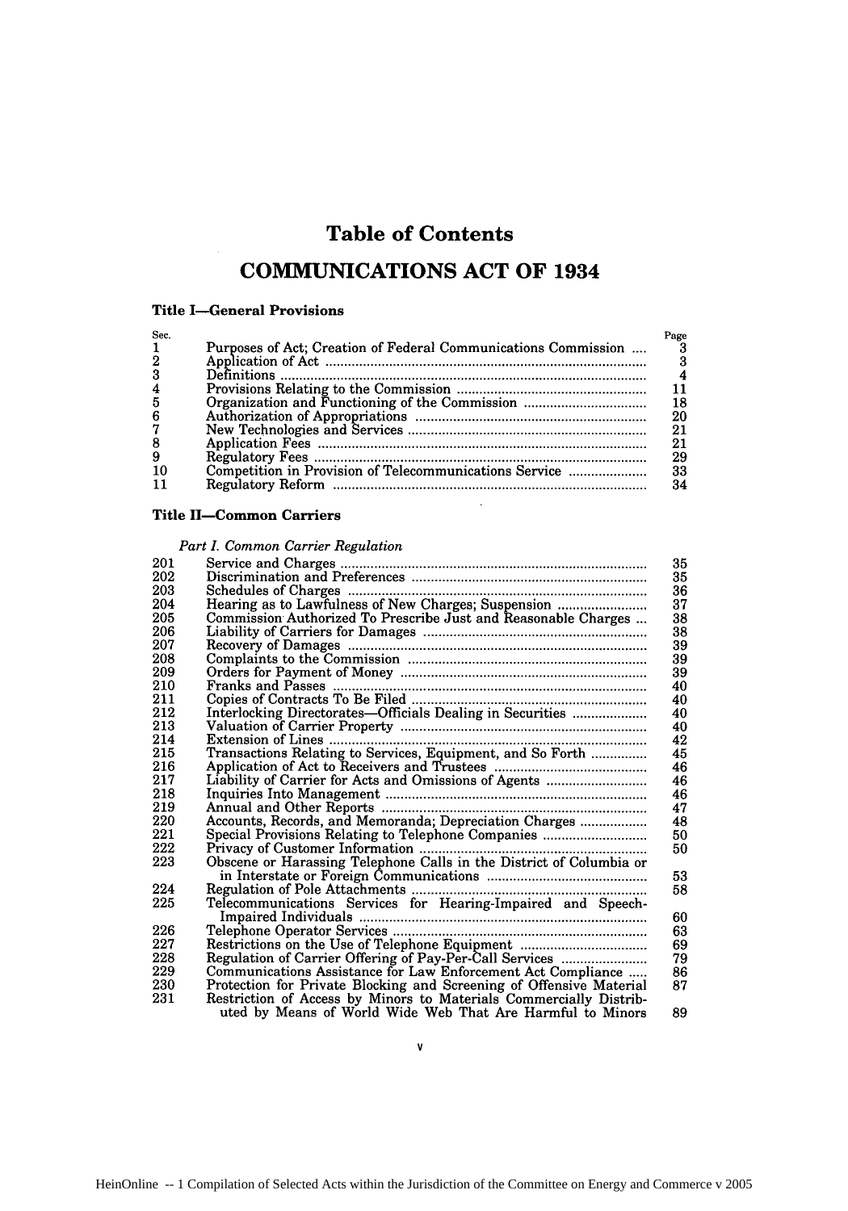# Table of Contents

## COMMUNICATIONS ACT OF 1934

### Title I—General Provisions

| Sec. | | Page |
|---|---|---|
| 1 | Purposes of Act; Creation of Federal Communications Commission | 3 |
| 2 | Application of Act | 3 |
| 3 | Definitions | 4 |
| 4 | Provisions Relating to the Commission | 11 |
| 5 | Organization and Functioning of the Commission | 18 |
| 6 | Authorization of Appropriations | 20 |
| 7 | New Technologies and Services | 21 |
| 8 | Application Fees | 21 |
| 9 | Regulatory Fees | 29 |
| 10 | Competition in Provision of Telecommunications Service | 33 |
| 11 | Regulatory Reform | 34 |

### Title II—Common Carriers

*Part I. Common Carrier Regulation*

| Sec. | | Page |
|---|---|---|
| 201 | Service and Charges | 35 |
| 202 | Discrimination and Preferences | 35 |
| 203 | Schedules of Charges | 36 |
| 204 | Hearing as to Lawfulness of New Charges; Suspension | 37 |
| 205 | Commission Authorized To Prescribe Just and Reasonable Charges | 38 |
| 206 | Liability of Carriers for Damages | 38 |
| 207 | Recovery of Damages | 39 |
| 208 | Complaints to the Commission | 39 |
| 209 | Orders for Payment of Money | 39 |
| 210 | Franks and Passes | 40 |
| 211 | Copies of Contracts To Be Filed | 40 |
| 212 | Interlocking Directorates—Officials Dealing in Securities | 40 |
| 213 | Valuation of Carrier Property | 40 |
| 214 | Extension of Lines | 42 |
| 215 | Transactions Relating to Services, Equipment, and So Forth | 45 |
| 216 | Application of Act to Receivers and Trustees | 46 |
| 217 | Liability of Carrier for Acts and Omissions of Agents | 46 |
| 218 | Inquiries Into Management | 46 |
| 219 | Annual and Other Reports | 47 |
| 220 | Accounts, Records, and Memoranda; Depreciation Charges | 48 |
| 221 | Special Provisions Relating to Telephone Companies | 50 |
| 222 | Privacy of Customer Information | 50 |
| 223 | Obscene or Harassing Telephone Calls in the District of Columbia or in Interstate or Foreign Communications | 53 |
| 224 | Regulation of Pole Attachments | 58 |
| 225 | Telecommunications Services for Hearing-Impaired and Speech-Impaired Individuals | 60 |
| 226 | Telephone Operator Services | 63 |
| 227 | Restrictions on the Use of Telephone Equipment | 69 |
| 228 | Regulation of Carrier Offering of Pay-Per-Call Services | 79 |
| 229 | Communications Assistance for Law Enforcement Act Compliance | 86 |
| 230 | Protection for Private Blocking and Screening of Offensive Material | 87 |
| 231 | Restriction of Access by Minors to Materials Commercially Distributed by Means of World Wide Web That Are Harmful to Minors | 89 |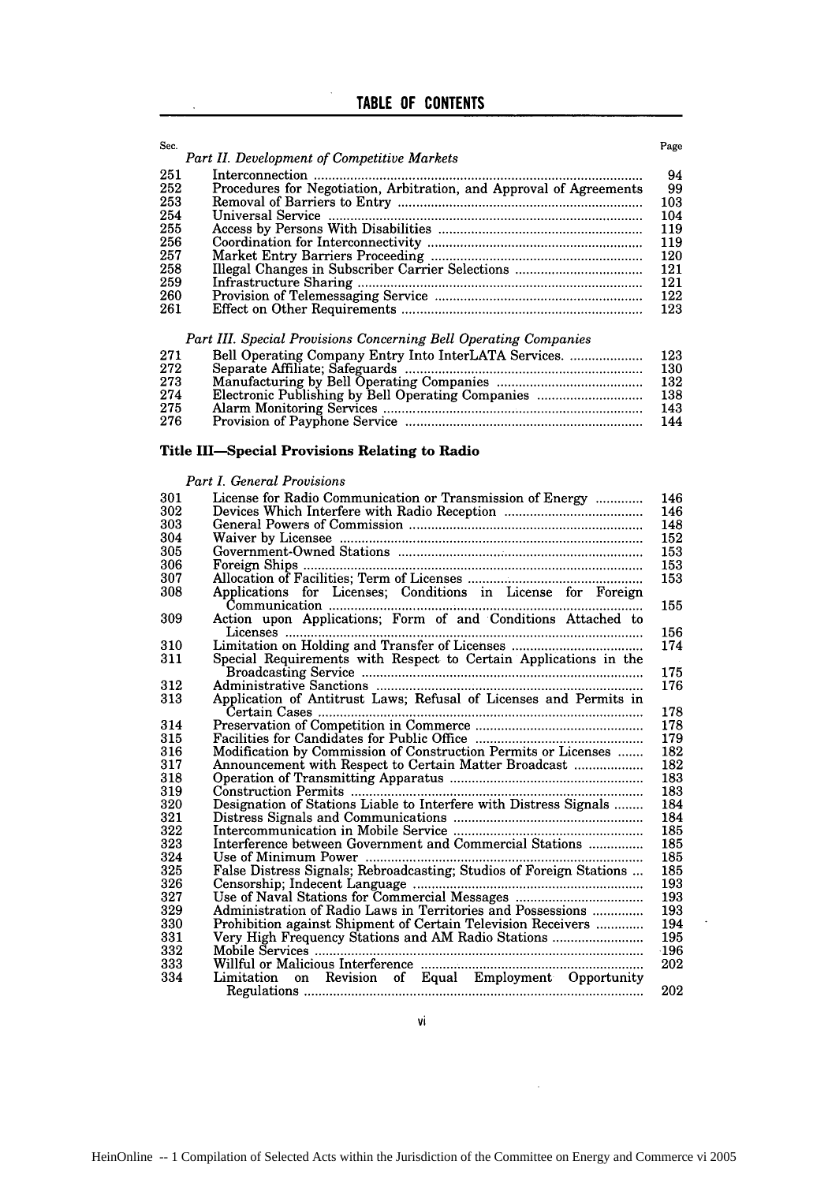## TABLE OF CONTENTS

| Sec. | | Page |
|---|---|---|
| | *Part II. Development of Competitive Markets* | |
| 251 | Interconnection | 94 |
| 252 | Procedures for Negotiation, Arbitration, and Approval of Agreements | 99 |
| 253 | Removal of Barriers to Entry | 103 |
| 254 | Universal Service | 104 |
| 255 | Access by Persons With Disabilities | 119 |
| 256 | Coordination for Interconnectivity | 119 |
| 257 | Market Entry Barriers Proceeding | 120 |
| 258 | Illegal Changes in Subscriber Carrier Selections | 121 |
| 259 | Infrastructure Sharing | 121 |
| 260 | Provision of Telemessaging Service | 122 |
| 261 | Effect on Other Requirements | 123 |
| | *Part III. Special Provisions Concerning Bell Operating Companies* | |
| 271 | Bell Operating Company Entry Into InterLATA Services. | 123 |
| 272 | Separate Affiliate; Safeguards | 130 |
| 273 | Manufacturing by Bell Operating Companies | 132 |
| 274 | Electronic Publishing by Bell Operating Companies | 138 |
| 275 | Alarm Monitoring Services | 143 |
| 276 | Provision of Payphone Service | 144 |

**Title III—Special Provisions Relating to Radio**

| Sec. | | Page |
|---|---|---|
| | *Part I. General Provisions* | |
| 301 | License for Radio Communication or Transmission of Energy | 146 |
| 302 | Devices Which Interfere with Radio Reception | 146 |
| 303 | General Powers of Commission | 148 |
| 304 | Waiver by Licensee | 152 |
| 305 | Government-Owned Stations | 153 |
| 306 | Foreign Ships | 153 |
| 307 | Allocation of Facilities; Term of Licenses | 153 |
| 308 | Applications for Licenses; Conditions in License for Foreign Communication | 155 |
| 309 | Action upon Applications; Form of and Conditions Attached to Licenses | 156 |
| 310 | Limitation on Holding and Transfer of Licenses | 174 |
| 311 | Special Requirements with Respect to Certain Applications in the Broadcasting Service | 175 |
| 312 | Administrative Sanctions | 176 |
| 313 | Application of Antitrust Laws; Refusal of Licenses and Permits in Certain Cases | 178 |
| 314 | Preservation of Competition in Commerce | 178 |
| 315 | Facilities for Candidates for Public Office | 179 |
| 316 | Modification by Commission of Construction Permits or Licenses | 182 |
| 317 | Announcement with Respect to Certain Matter Broadcast | 182 |
| 318 | Operation of Transmitting Apparatus | 183 |
| 319 | Construction Permits | 183 |
| 320 | Designation of Stations Liable to Interfere with Distress Signals | 184 |
| 321 | Distress Signals and Communications | 184 |
| 322 | Intercommunication in Mobile Service | 185 |
| 323 | Interference between Government and Commercial Stations | 185 |
| 324 | Use of Minimum Power | 185 |
| 325 | False Distress Signals; Rebroadcasting; Studios of Foreign Stations | 185 |
| 326 | Censorship; Indecent Language | 193 |
| 327 | Use of Naval Stations for Commercial Messages | 193 |
| 329 | Administration of Radio Laws in Territories and Possessions | 193 |
| 330 | Prohibition against Shipment of Certain Television Receivers | 194 |
| 331 | Very High Frequency Stations and AM Radio Stations | 195 |
| 332 | Mobile Services | 196 |
| 333 | Willful or Malicious Interference | 202 |
| 334 | Limitation on Revision of Equal Employment Opportunity Regulations | 202 |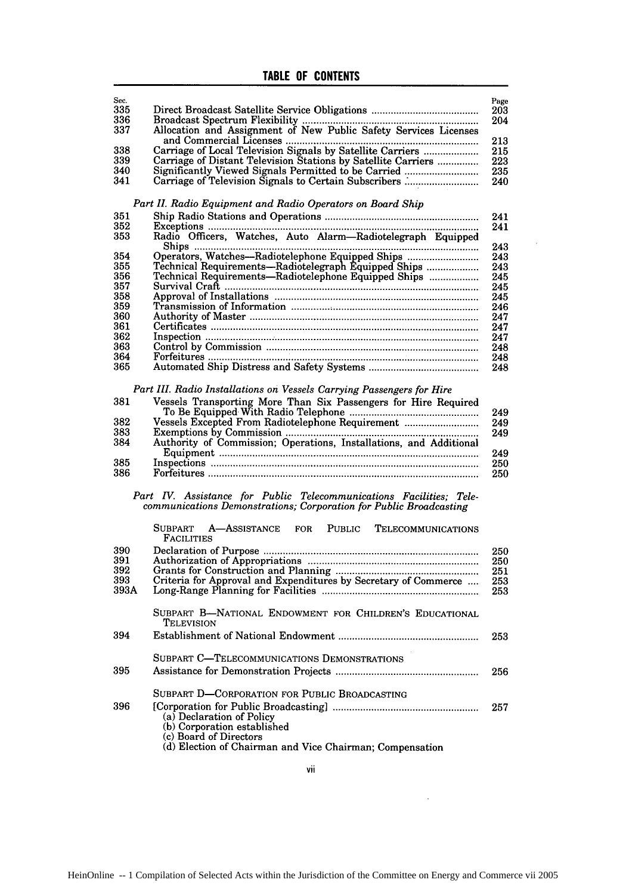## TABLE OF CONTENTS

| Sec. | | Page |
|---|---|---|
| 335 | Direct Broadcast Satellite Service Obligations | 203 |
| 336 | Broadcast Spectrum Flexibility | 204 |
| 337 | Allocation and Assignment of New Public Safety Services Licenses and Commercial Licenses | 213 |
| 338 | Carriage of Local Television Signals by Satellite Carriers | 215 |
| 339 | Carriage of Distant Television Stations by Satellite Carriers | 223 |
| 340 | Significantly Viewed Signals Permitted to be Carried | 235 |
| 341 | Carriage of Television Signals to Certain Subscribers | 240 |

*Part II. Radio Equipment and Radio Operators on Board Ship*

| Sec. | | Page |
|---|---|---|
| 351 | Ship Radio Stations and Operations | 241 |
| 352 | Exceptions | 241 |
| 353 | Radio Officers, Watches, Auto Alarm—Radiotelegraph Equipped Ships | 243 |
| 354 | Operators, Watches—Radiotelephone Equipped Ships | 243 |
| 355 | Technical Requirements—Radiotelegraph Equipped Ships | 243 |
| 356 | Technical Requirements—Radiotelephone Equipped Ships | 245 |
| 357 | Survival Craft | 245 |
| 358 | Approval of Installations | 245 |
| 359 | Transmission of Information | 246 |
| 360 | Authority of Master | 247 |
| 361 | Certificates | 247 |
| 362 | Inspection | 247 |
| 363 | Control by Commission | 248 |
| 364 | Forfeitures | 248 |
| 365 | Automated Ship Distress and Safety Systems | 248 |

*Part III. Radio Installations on Vessels Carrying Passengers for Hire*

| Sec. | | Page |
|---|---|---|
| 381 | Vessels Transporting More Than Six Passengers for Hire Required To Be Equipped With Radio Telephone | 249 |
| 382 | Vessels Excepted From Radiotelephone Requirement | 249 |
| 383 | Exemptions by Commission | 249 |
| 384 | Authority of Commission; Operations, Installations, and Additional Equipment | 249 |
| 385 | Inspections | 250 |
| 386 | Forfeitures | 250 |

*Part IV. Assistance for Public Telecommunications Facilities; Telecommunications Demonstrations; Corporation for Public Broadcasting*

SUBPART A—ASSISTANCE FOR PUBLIC TELECOMMUNICATIONS FACILITIES

| Sec. | | Page |
|---|---|---|
| 390 | Declaration of Purpose | 250 |
| 391 | Authorization of Appropriations | 250 |
| 392 | Grants for Construction and Planning | 251 |
| 393 | Criteria for Approval and Expenditures by Secretary of Commerce | 253 |
| 393A | Long-Range Planning for Facilities | 253 |

SUBPART B—NATIONAL ENDOWMENT FOR CHILDREN'S EDUCATIONAL TELEVISION

| Sec. | | Page |
|---|---|---|
| 394 | Establishment of National Endowment | 253 |

SUBPART C—TELECOMMUNICATIONS DEMONSTRATIONS

| Sec. | | Page |
|---|---|---|
| 395 | Assistance for Demonstration Projects | 256 |

SUBPART D—CORPORATION FOR PUBLIC BROADCASTING

| Sec. | | Page |
|---|---|---|
| 396 | [Corporation for Public Broadcasting] | 257 |
| | (a) Declaration of Policy | |
| | (b) Corporation established | |
| | (c) Board of Directors | |
| | (d) Election of Chairman and Vice Chairman; Compensation | |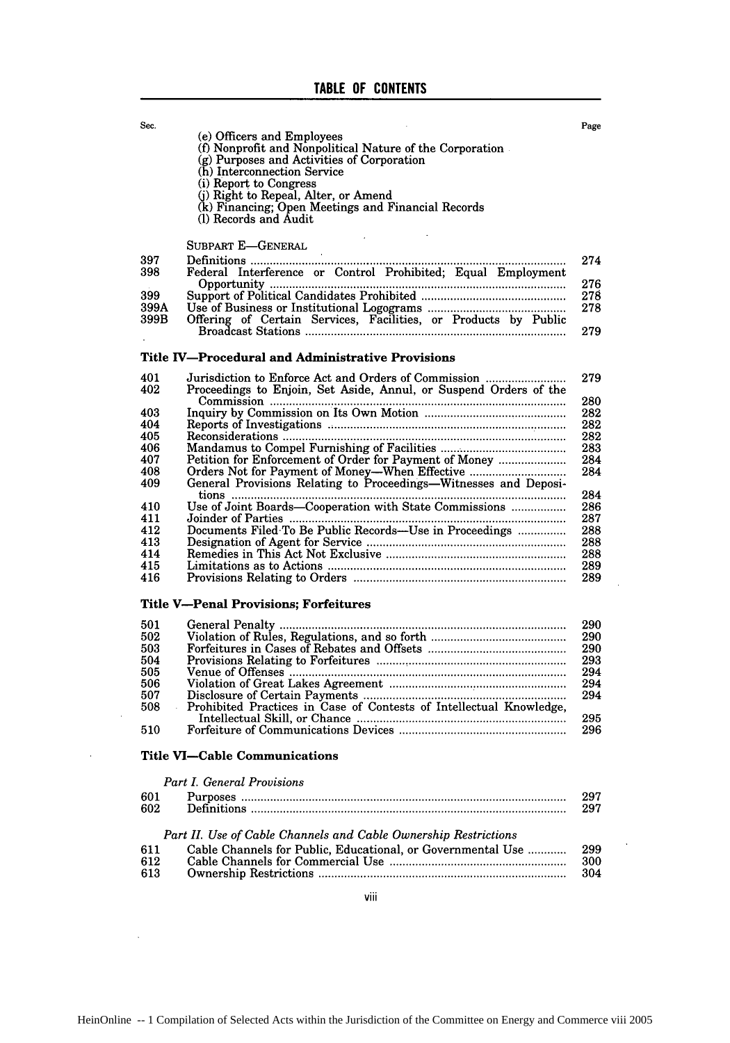## TABLE OF CONTENTS

| Sec. | | Page |
|---|---|---|
| | (e) Officers and Employees | |
| | (f) Nonprofit and Nonpolitical Nature of the Corporation | |
| | (g) Purposes and Activities of Corporation | |
| | (h) Interconnection Service | |
| | (i) Report to Congress | |
| | (j) Right to Repeal, Alter, or Amend | |
| | (k) Financing; Open Meetings and Financial Records | |
| | (l) Records and Audit | |
| | SUBPART E—GENERAL | |
| 397 | Definitions | 274 |
| 398 | Federal Interference or Control Prohibited; Equal Employment Opportunity | 276 |
| 399 | Support of Political Candidates Prohibited | 278 |
| 399A | Use of Business or Institutional Logograms | 278 |
| 399B | Offering of Certain Services, Facilities, or Products by Public Broadcast Stations | 279 |

### Title IV—Procedural and Administrative Provisions

| Sec. | | Page |
|---|---|---|
| 401 | Jurisdiction to Enforce Act and Orders of Commission | 279 |
| 402 | Proceedings to Enjoin, Set Aside, Annul, or Suspend Orders of the Commission | 280 |
| 403 | Inquiry by Commission on Its Own Motion | 282 |
| 404 | Reports of Investigations | 282 |
| 405 | Reconsiderations | 282 |
| 406 | Mandamus to Compel Furnishing of Facilities | 283 |
| 407 | Petition for Enforcement of Order for Payment of Money | 284 |
| 408 | Orders Not for Payment of Money—When Effective | 284 |
| 409 | General Provisions Relating to Proceedings—Witnesses and Depositions | 284 |
| 410 | Use of Joint Boards—Cooperation with State Commissions | 286 |
| 411 | Joinder of Parties | 287 |
| 412 | Documents Filed To Be Public Records—Use in Proceedings | 288 |
| 413 | Designation of Agent for Service | 288 |
| 414 | Remedies in This Act Not Exclusive | 288 |
| 415 | Limitations as to Actions | 289 |
| 416 | Provisions Relating to Orders | 289 |

### Title V—Penal Provisions; Forfeitures

| Sec. | | Page |
|---|---|---|
| 501 | General Penalty | 290 |
| 502 | Violation of Rules, Regulations, and so forth | 290 |
| 503 | Forfeitures in Cases of Rebates and Offsets | 290 |
| 504 | Provisions Relating to Forfeitures | 293 |
| 505 | Venue of Offenses | 294 |
| 506 | Violation of Great Lakes Agreement | 294 |
| 507 | Disclosure of Certain Payments | 294 |
| 508 | Prohibited Practices in Case of Contests of Intellectual Knowledge, Intellectual Skill, or Chance | 295 |
| 510 | Forfeiture of Communications Devices | 296 |

### Title VI—Cable Communications

*Part I. General Provisions*

| Sec. | | Page |
|---|---|---|
| 601 | Purposes | 297 |
| 602 | Definitions | 297 |

*Part II. Use of Cable Channels and Cable Ownership Restrictions*

| Sec. | | Page |
|---|---|---|
| 611 | Cable Channels for Public, Educational, or Governmental Use | 299 |
| 612 | Cable Channels for Commercial Use | 300 |
| 613 | Ownership Restrictions | 304 |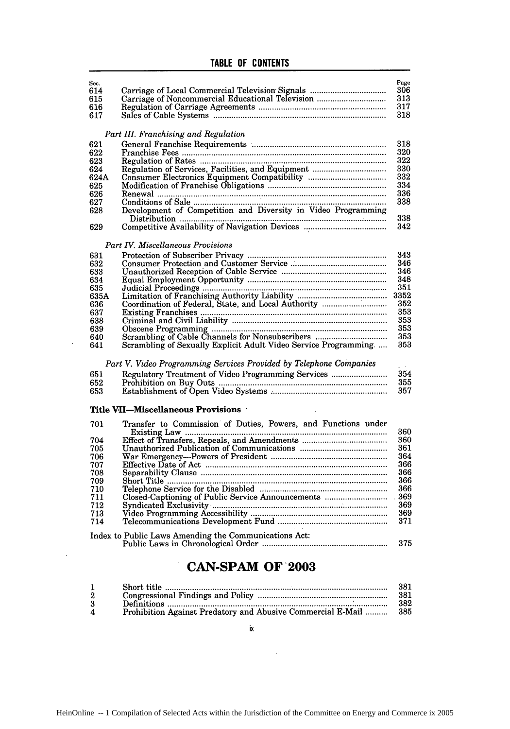## TABLE OF CONTENTS

| Sec. | | Page |
|---|---|---|
| 614 | Carriage of Local Commercial Television Signals | 306 |
| 615 | Carriage of Noncommercial Educational Television | 313 |
| 616 | Regulation of Carriage Agreements | 317 |
| 617 | Sales of Cable Systems | 318 |

*Part III. Franchising and Regulation*

| | | |
|---|---|---|
| 621 | General Franchise Requirements | 318 |
| 622 | Franchise Fees | 320 |
| 623 | Regulation of Rates | 322 |
| 624 | Regulation of Services, Facilities, and Equipment | 330 |
| 624A | Consumer Electronics Equipment Compatibility | 332 |
| 625 | Modification of Franchise Obligations | 334 |
| 626 | Renewal | 336 |
| 627 | Conditions of Sale | 338 |
| 628 | Development of Competition and Diversity in Video Programming Distribution | 338 |
| 629 | Competitive Availability of Navigation Devices | 342 |

*Part IV. Miscellaneous Provisions*

| | | |
|---|---|---|
| 631 | Protection of Subscriber Privacy | 343 |
| 632 | Consumer Protection and Customer Service | 346 |
| 633 | Unauthorized Reception of Cable Service | 346 |
| 634 | Equal Employment Opportunity | 348 |
| 635 | Judicial Proceedings | 351 |
| 635A | Limitation of Franchising Authority Liability | 3352 |
| 636 | Coordination of Federal, State, and Local Authority | 352 |
| 637 | Existing Franchises | 353 |
| 638 | Criminal and Civil Liability | 353 |
| 639 | Obscene Programming | 353 |
| 640 | Scrambling of Cable Channels for Nonsubscribers | 353 |
| 641 | Scrambling of Sexually Explicit Adult Video Service Programming | 353 |

*Part V. Video Programming Services Provided by Telephone Companies*

| | | |
|---|---|---|
| 651 | Regulatory Treatment of Video Programming Services | 354 |
| 652 | Prohibition on Buy Outs | 355 |
| 653 | Establishment of Open Video Systems | 357 |

**Title VII—Miscellaneous Provisions**

| | | |
|---|---|---|
| 701 | Transfer to Commission of Duties, Powers, and Functions under Existing Law | 360 |
| 704 | Effect of Transfers, Repeals, and Amendments | 360 |
| 705 | Unauthorized Publication of Communications | 361 |
| 706 | War Emergency—Powers of President | 364 |
| 707 | Effective Date of Act | 366 |
| 708 | Separability Clause | 366 |
| 709 | Short Title | 366 |
| 710 | Telephone Service for the Disabled | 366 |
| 711 | Closed-Captioning of Public Service Announcements | 369 |
| 712 | Syndicated Exclusivity | 369 |
| 713 | Video Programming Accessibility | 369 |
| 714 | Telecommunications Development Fund | 371 |

Index to Public Laws Amending the Communications Act: Public Laws in Chronological Order ... 375

## CAN-SPAM OF 2003

| | | |
|---|---|---|
| 1 | Short title | 381 |
| 2 | Congressional Findings and Policy | 381 |
| 3 | Definitions | 382 |
| 4 | Prohibition Against Predatory and Abusive Commercial E-Mail | 385 |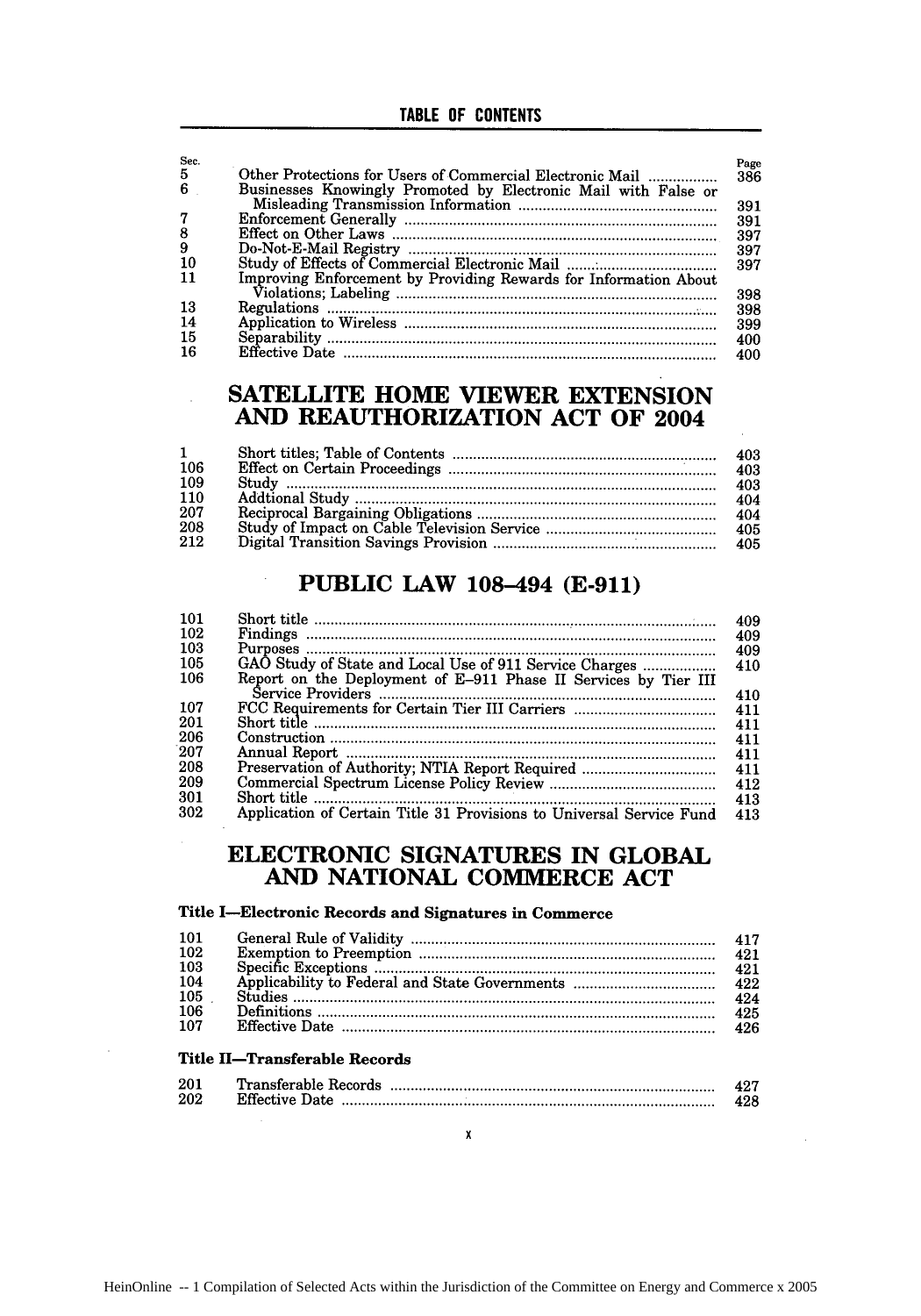## TABLE OF CONTENTS

| Sec. | | Page |
|---|---|---|
| 5 | Other Protections for Users of Commercial Electronic Mail | 386 |
| 6 | Businesses Knowingly Promoted by Electronic Mail with False or Misleading Transmission Information | 391 |
| 7 | Enforcement Generally | 391 |
| 8 | Effect on Other Laws | 397 |
| 9 | Do-Not-E-Mail Registry | 397 |
| 10 | Study of Effects of Commercial Electronic Mail | 397 |
| 11 | Improving Enforcement by Providing Rewards for Information About Violations; Labeling | 398 |
| 13 | Regulations | 398 |
| 14 | Application to Wireless | 399 |
| 15 | Separability | 400 |
| 16 | Effective Date | 400 |

# SATELLITE HOME VIEWER EXTENSION AND REAUTHORIZATION ACT OF 2004

| Sec. | | Page |
|---|---|---|
| 1 | Short titles; Table of Contents | 403 |
| 106 | Effect on Certain Proceedings | 403 |
| 109 | Study | 403 |
| 110 | Addtional Study | 404 |
| 207 | Reciprocal Bargaining Obligations | 404 |
| 208 | Study of Impact on Cable Television Service | 405 |
| 212 | Digital Transition Savings Provision | 405 |

# PUBLIC LAW 108–494 (E-911)

| Sec. | | Page |
|---|---|---|
| 101 | Short title | 409 |
| 102 | Findings | 409 |
| 103 | Purposes | 409 |
| 105 | GAO Study of State and Local Use of 911 Service Charges | 410 |
| 106 | Report on the Deployment of E–911 Phase II Services by Tier III Service Providers | 410 |
| 107 | FCC Requirements for Certain Tier III Carriers | 411 |
| 201 | Short title | 411 |
| 206 | Construction | 411 |
| 207 | Annual Report | 411 |
| 208 | Preservation of Authority; NTIA Report Required | 411 |
| 209 | Commercial Spectrum License Policy Review | 412 |
| 301 | Short title | 413 |
| 302 | Application of Certain Title 31 Provisions to Universal Service Fund | 413 |

# ELECTRONIC SIGNATURES IN GLOBAL AND NATIONAL COMMERCE ACT

### Title I—Electronic Records and Signatures in Commerce

| Sec. | | Page |
|---|---|---|
| 101 | General Rule of Validity | 417 |
| 102 | Exemption to Preemption | 421 |
| 103 | Specific Exceptions | 421 |
| 104 | Applicability to Federal and State Governments | 422 |
| 105 | Studies | 424 |
| 106 | Definitions | 425 |
| 107 | Effective Date | 426 |

### Title II—Transferable Records

| Sec. | | Page |
|---|---|---|
| 201 | Transferable Records | 427 |
| 202 | Effective Date | 428 |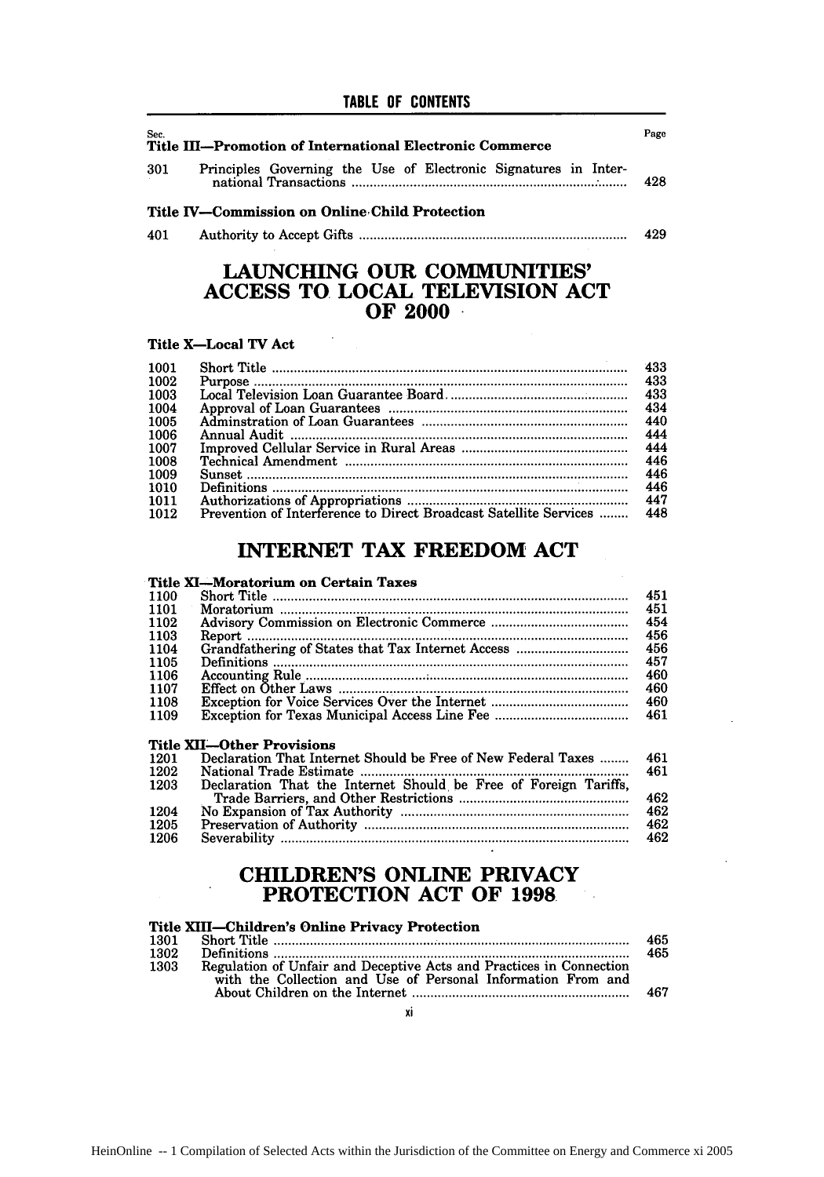## TABLE OF CONTENTS

| Sec. | | Page |
|---|---|---|
| **Title III—Promotion of International Electronic Commerce** | | |
| 301 | Principles Governing the Use of Electronic Signatures in International Transactions | 428 |
| **Title IV—Commission on Online Child Protection** | | |
| 401 | Authority to Accept Gifts | 429 |

# LAUNCHING OUR COMMUNITIES' ACCESS TO LOCAL TELEVISION ACT OF 2000

| | | |
|---|---|---|
| **Title X—Local TV Act** | | |
| 1001 | Short Title | 433 |
| 1002 | Purpose | 433 |
| 1003 | Local Television Loan Guarantee Board | 433 |
| 1004 | Approval of Loan Guarantees | 434 |
| 1005 | Adminstration of Loan Guarantees | 440 |
| 1006 | Annual Audit | 444 |
| 1007 | Improved Cellular Service in Rural Areas | 444 |
| 1008 | Technical Amendment | 446 |
| 1009 | Sunset | 446 |
| 1010 | Definitions | 446 |
| 1011 | Authorizations of Appropriations | 447 |
| 1012 | Prevention of Interference to Direct Broadcast Satellite Services | 448 |

# INTERNET TAX FREEDOM ACT

| | | |
|---|---|---|
| **Title XI—Moratorium on Certain Taxes** | | |
| 1100 | Short Title | 451 |
| 1101 | Moratorium | 451 |
| 1102 | Advisory Commission on Electronic Commerce | 454 |
| 1103 | Report | 456 |
| 1104 | Grandfathering of States that Tax Internet Access | 456 |
| 1105 | Definitions | 457 |
| 1106 | Accounting Rule | 460 |
| 1107 | Effect on Other Laws | 460 |
| 1108 | Exception for Voice Services Over the Internet | 460 |
| 1109 | Exception for Texas Municipal Access Line Fee | 461 |
| **Title XII—Other Provisions** | | |
| 1201 | Declaration That Internet Should be Free of New Federal Taxes | 461 |
| 1202 | National Trade Estimate | 461 |
| 1203 | Declaration That the Internet Should be Free of Foreign Tariffs, Trade Barriers, and Other Restrictions | 462 |
| 1204 | No Expansion of Tax Authority | 462 |
| 1205 | Preservation of Authority | 462 |
| 1206 | Severability | 462 |

# CHILDREN'S ONLINE PRIVACY PROTECTION ACT OF 1998

| | | |
|---|---|---|
| **Title XIII—Children's Online Privacy Protection** | | |
| 1301 | Short Title | 465 |
| 1302 | Definitions | 465 |
| 1303 | Regulation of Unfair and Deceptive Acts and Practices in Connection with the Collection and Use of Personal Information From and About Children on the Internet | 467 |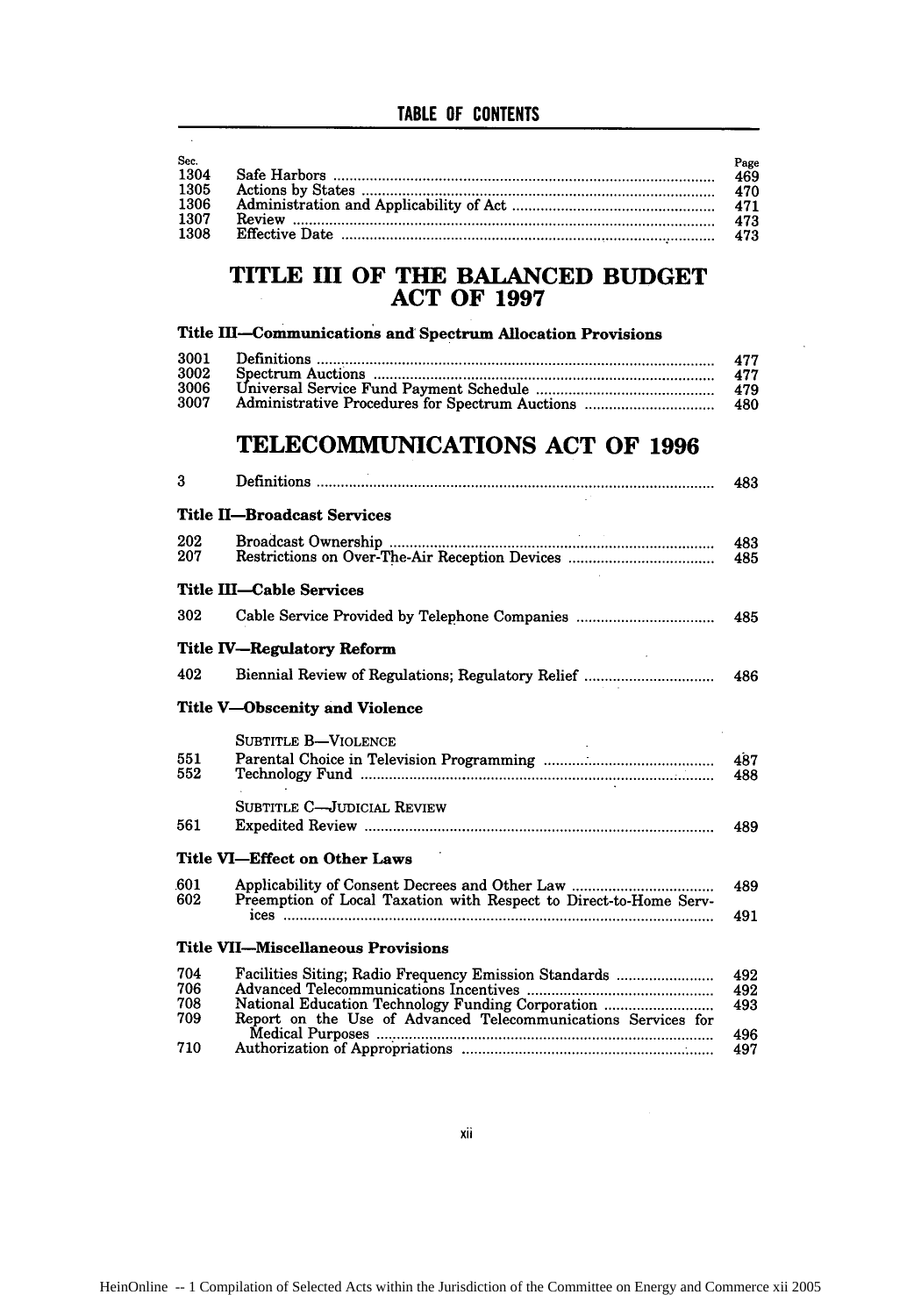**TABLE OF CONTENTS**

| Sec. | | Page |
|---|---|---|
| 1304 | Safe Harbors | 469 |
| 1305 | Actions by States | 470 |
| 1306 | Administration and Applicability of Act | 471 |
| 1307 | Review | 473 |
| 1308 | Effective Date | 473 |

# TITLE III OF THE BALANCED BUDGET ACT OF 1997

### Title III—Communications and Spectrum Allocation Provisions

| | | |
|---|---|---|
| 3001 | Definitions | 477 |
| 3002 | Spectrum Auctions | 477 |
| 3006 | Universal Service Fund Payment Schedule | 479 |
| 3007 | Administrative Procedures for Spectrum Auctions | 480 |

# TELECOMMUNICATIONS ACT OF 1996

| | | |
|---|---|---|
| 3 | Definitions | 483 |

### Title II—Broadcast Services

| | | |
|---|---|---|
| 202 | Broadcast Ownership | 483 |
| 207 | Restrictions on Over-The-Air Reception Devices | 485 |

### Title III—Cable Services

| | | |
|---|---|---|
| 302 | Cable Service Provided by Telephone Companies | 485 |

### Title IV—Regulatory Reform

| | | |
|---|---|---|
| 402 | Biennial Review of Regulations; Regulatory Relief | 486 |

### Title V—Obscenity and Violence

SUBTITLE B—VIOLENCE

| | | |
|---|---|---|
| 551 | Parental Choice in Television Programming | 487 |
| 552 | Technology Fund | 488 |

SUBTITLE C—JUDICIAL REVIEW

| | | |
|---|---|---|
| 561 | Expedited Review | 489 |

### Title VI—Effect on Other Laws

| | | |
|---|---|---|
| 601 | Applicability of Consent Decrees and Other Law | 489 |
| 602 | Preemption of Local Taxation with Respect to Direct-to-Home Services | 491 |

### Title VII—Miscellaneous Provisions

| | | |
|---|---|---|
| 704 | Facilities Siting; Radio Frequency Emission Standards | 492 |
| 706 | Advanced Telecommunications Incentives | 492 |
| 708 | National Education Technology Funding Corporation | 493 |
| 709 | Report on the Use of Advanced Telecommunications Services for Medical Purposes | 496 |
| 710 | Authorization of Appropriations | 497 |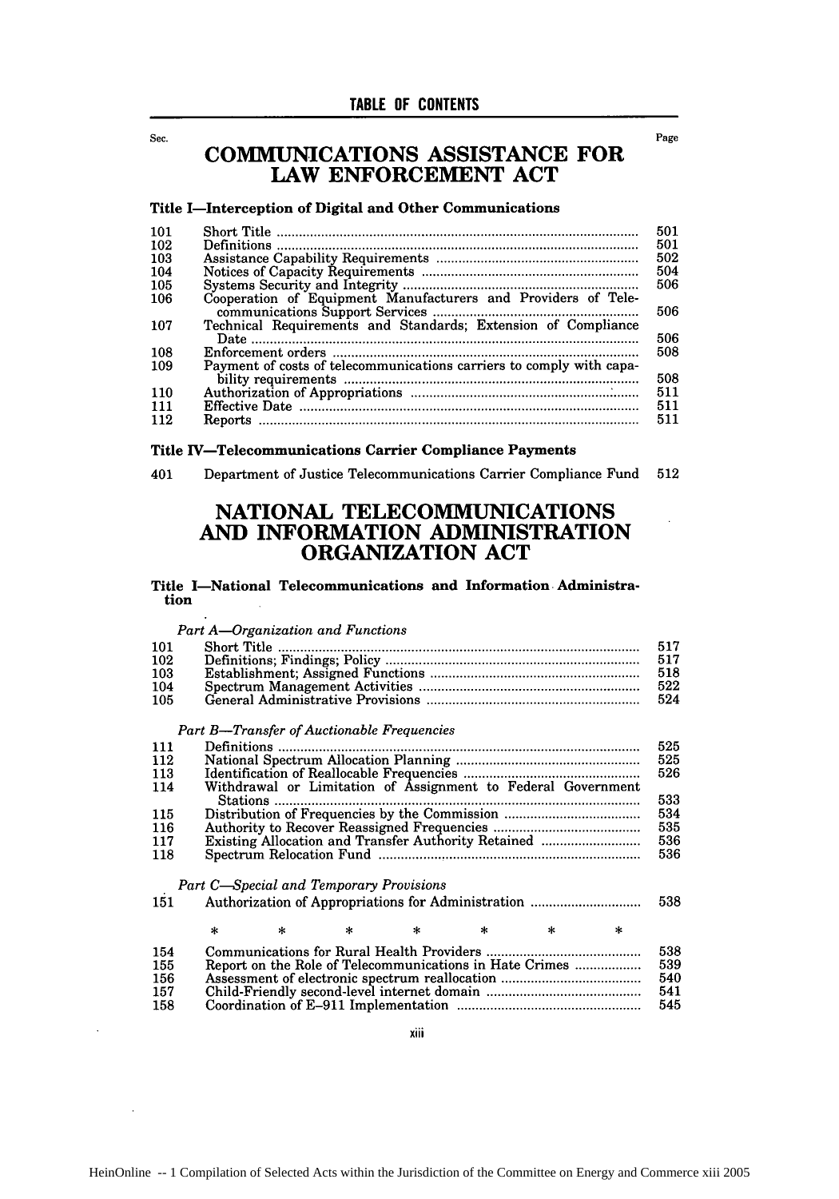TABLE OF CONTENTS

| Sec. | | Page |
|---|---|---|

# COMMUNICATIONS ASSISTANCE FOR LAW ENFORCEMENT ACT

**Title I—Interception of Digital and Other Communications**

| Sec. | | Page |
|---|---|---|
| 101 | Short Title | 501 |
| 102 | Definitions | 501 |
| 103 | Assistance Capability Requirements | 502 |
| 104 | Notices of Capacity Requirements | 504 |
| 105 | Systems Security and Integrity | 506 |
| 106 | Cooperation of Equipment Manufacturers and Providers of Telecommunications Support Services | 506 |
| 107 | Technical Requirements and Standards; Extension of Compliance Date | 506 |
| 108 | Enforcement orders | 508 |
| 109 | Payment of costs of telecommunications carriers to comply with capability requirements | 508 |
| 110 | Authorization of Appropriations | 511 |
| 111 | Effective Date | 511 |
| 112 | Reports | 511 |

**Title IV—Telecommunications Carrier Compliance Payments**

| Sec. | | Page |
|---|---|---|
| 401 | Department of Justice Telecommunications Carrier Compliance Fund | 512 |

# NATIONAL TELECOMMUNICATIONS AND INFORMATION ADMINISTRATION ORGANIZATION ACT

**Title I—National Telecommunications and Information Administration**

*Part A—Organization and Functions*

| Sec. | | Page |
|---|---|---|
| 101 | Short Title | 517 |
| 102 | Definitions; Findings; Policy | 517 |
| 103 | Establishment; Assigned Functions | 518 |
| 104 | Spectrum Management Activities | 522 |
| 105 | General Administrative Provisions | 524 |

*Part B—Transfer of Auctionable Frequencies*

| Sec. | | Page |
|---|---|---|
| 111 | Definitions | 525 |
| 112 | National Spectrum Allocation Planning | 525 |
| 113 | Identification of Reallocable Frequencies | 526 |
| 114 | Withdrawal or Limitation of Assignment to Federal Government Stations | 533 |
| 115 | Distribution of Frequencies by the Commission | 534 |
| 116 | Authority to Recover Reassigned Frequencies | 535 |
| 117 | Existing Allocation and Transfer Authority Retained | 536 |
| 118 | Spectrum Relocation Fund | 536 |

*Part C—Special and Temporary Provisions*

| Sec. | | Page |
|---|---|---|
| 151 | Authorization of Appropriations for Administration | 538 |
| | * * * * * * * | |
| 154 | Communications for Rural Health Providers | 538 |
| 155 | Report on the Role of Telecommunications in Hate Crimes | 539 |
| 156 | Assessment of electronic spectrum reallocation | 540 |
| 157 | Child-Friendly second-level internet domain | 541 |
| 158 | Coordination of E–911 Implementation | 545 |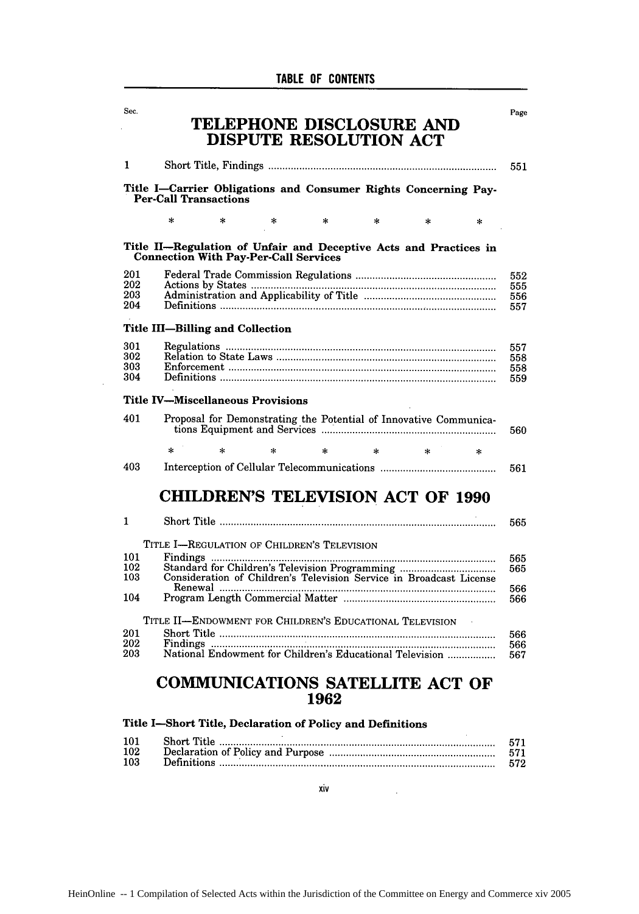TABLE OF CONTENTS

| Sec. | | Page |
|---|---|---|

# TELEPHONE DISCLOSURE AND DISPUTE RESOLUTION ACT

| Sec. | | Page |
|---|---|---|
| 1 | Short Title, Findings | 551 |

**Title I—Carrier Obligations and Consumer Rights Concerning Pay-Per-Call Transactions**

\* \* \* \* \* \* \*

**Title II—Regulation of Unfair and Deceptive Acts and Practices in Connection With Pay-Per-Call Services**

| Sec. | | Page |
|---|---|---|
| 201 | Federal Trade Commission Regulations | 552 |
| 202 | Actions by States | 555 |
| 203 | Administration and Applicability of Title | 556 |
| 204 | Definitions | 557 |

**Title III—Billing and Collection**

| Sec. | | Page |
|---|---|---|
| 301 | Regulations | 557 |
| 302 | Relation to State Laws | 558 |
| 303 | Enforcement | 558 |
| 304 | Definitions | 559 |

**Title IV—Miscellaneous Provisions**

| Sec. | | Page |
|---|---|---|
| 401 | Proposal for Demonstrating the Potential of Innovative Communications Equipment and Services | 560 |

\* \* \* \* \* \* \*

| Sec. | | Page |
|---|---|---|
| 403 | Interception of Cellular Telecommunications | 561 |

# CHILDREN'S TELEVISION ACT OF 1990

| Sec. | | Page |
|---|---|---|
| 1 | Short Title | 565 |

TITLE I—REGULATION OF CHILDREN'S TELEVISION

| Sec. | | Page |
|---|---|---|
| 101 | Findings | 565 |
| 102 | Standard for Children's Television Programming | 565 |
| 103 | Consideration of Children's Television Service in Broadcast License Renewal | 566 |
| 104 | Program Length Commercial Matter | 566 |

TITLE II—ENDOWMENT FOR CHILDREN'S EDUCATIONAL TELEVISION

| Sec. | | Page |
|---|---|---|
| 201 | Short Title | 566 |
| 202 | Findings | 566 |
| 203 | National Endowment for Children's Educational Television | 567 |

# COMMUNICATIONS SATELLITE ACT OF 1962

**Title I—Short Title, Declaration of Policy and Definitions**

| Sec. | | Page |
|---|---|---|
| 101 | Short Title | 571 |
| 102 | Declaration of Policy and Purpose | 571 |
| 103 | Definitions | 572 |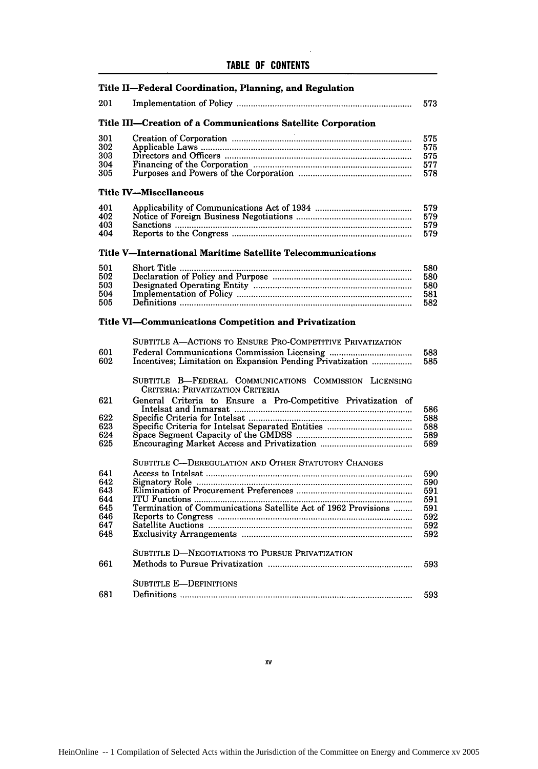## TABLE OF CONTENTS

### Title II—Federal Coordination, Planning, and Regulation

| | | |
|---|---|---|
| 201 | Implementation of Policy | 573 |

### Title III—Creation of a Communications Satellite Corporation

| | | |
|---|---|---|
| 301 | Creation of Corporation | 575 |
| 302 | Applicable Laws | 575 |
| 303 | Directors and Officers | 575 |
| 304 | Financing of the Corporation | 577 |
| 305 | Purposes and Powers of the Corporation | 578 |

### Title IV—Miscellaneous

| | | |
|---|---|---|
| 401 | Applicability of Communications Act of 1934 | 579 |
| 402 | Notice of Foreign Business Negotiations | 579 |
| 403 | Sanctions | 579 |
| 404 | Reports to the Congress | 579 |

### Title V—International Maritime Satellite Telecommunications

| | | |
|---|---|---|
| 501 | Short Title | 580 |
| 502 | Declaration of Policy and Purpose | 580 |
| 503 | Designated Operating Entity | 580 |
| 504 | Implementation of Policy | 581 |
| 505 | Definitions | 582 |

### Title VI—Communications Competition and Privatization

| | | |
|---|---|---|
| | SUBTITLE A—ACTIONS TO ENSURE PRO-COMPETITIVE PRIVATIZATION | |
| 601 | Federal Communications Commission Licensing | 583 |
| 602 | Incentives; Limitation on Expansion Pending Privatization | 585 |
| | SUBTITLE B—FEDERAL COMMUNICATIONS COMMISSION LICENSING CRITERIA: PRIVATIZATION CRITERIA | |
| 621 | General Criteria to Ensure a Pro-Competitive Privatization of Intelsat and Inmarsat | 586 |
| 622 | Specific Criteria for Intelsat | 588 |
| 623 | Specific Criteria for Intelsat Separated Entities | 588 |
| 624 | Space Segment Capacity of the GMDSS | 589 |
| 625 | Encouraging Market Access and Privatization | 589 |
| | SUBTITLE C—DEREGULATION AND OTHER STATUTORY CHANGES | |
| 641 | Access to Intelsat | 590 |
| 642 | Signatory Role | 590 |
| 643 | Elimination of Procurement Preferences | 591 |
| 644 | ITU Functions | 591 |
| 645 | Termination of Communications Satellite Act of 1962 Provisions | 591 |
| 646 | Reports to Congress | 592 |
| 647 | Satellite Auctions | 592 |
| 648 | Exclusivity Arrangements | 592 |
| | SUBTITLE D—NEGOTIATIONS TO PURSUE PRIVATIZATION | |
| 661 | Methods to Pursue Privatization | 593 |
| | SUBTITLE E—DEFINITIONS | |
| 681 | Definitions | 593 |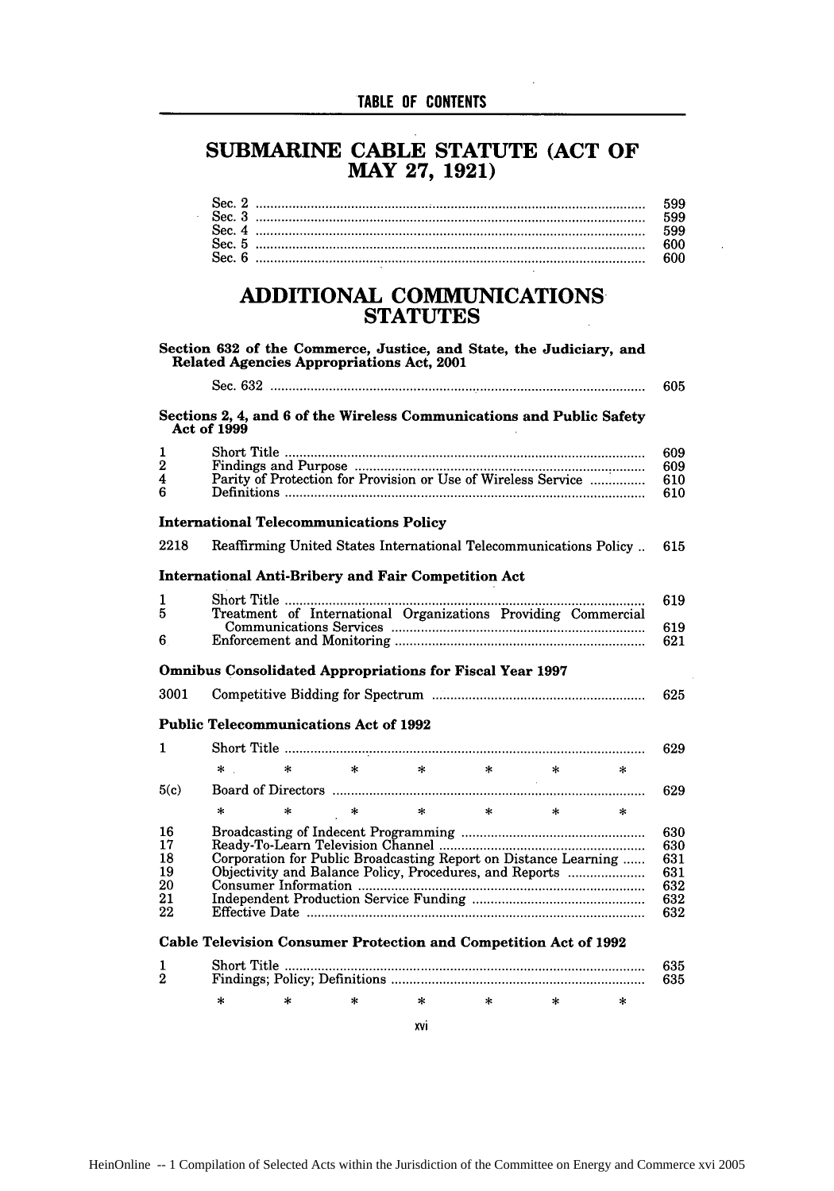## SUBMARINE CABLE STATUTE (ACT OF MAY 27, 1921)

| | | |
|---|---|---|
| Sec. 2 | | 599 |
| Sec. 3 | | 599 |
| Sec. 4 | | 599 |
| Sec. 5 | | 600 |
| Sec. 6 | | 600 |

## ADDITIONAL COMMUNICATIONS STATUTES

**Section 632 of the Commerce, Justice, and State, the Judiciary, and Related Agencies Appropriations Act, 2001**

| | | |
|---|---|---|
| | Sec. 632 | 605 |

**Sections 2, 4, and 6 of the Wireless Communications and Public Safety Act of 1999**

| | | |
|---|---|---|
| 1 | Short Title | 609 |
| 2 | Findings and Purpose | 609 |
| 4 | Parity of Protection for Provision or Use of Wireless Service | 610 |
| 6 | Definitions | 610 |

**International Telecommunications Policy**

| | | |
|---|---|---|
| 2218 | Reaffirming United States International Telecommunications Policy | 615 |

**International Anti-Bribery and Fair Competition Act**

| | | |
|---|---|---|
| 1 | Short Title | 619 |
| 5 | Treatment of International Organizations Providing Commercial Communications Services | 619 |
| 6 | Enforcement and Monitoring | 621 |

**Omnibus Consolidated Appropriations for Fiscal Year 1997**

| | | |
|---|---|---|
| 3001 | Competitive Bidding for Spectrum | 625 |

**Public Telecommunications Act of 1992**

| | | |
|---|---|---|
| 1 | Short Title | 629 |
| | * * * * * * * | |
| 5(c) | Board of Directors | 629 |
| | * * * * * * * | |
| 16 | Broadcasting of Indecent Programming | 630 |
| 17 | Ready-To-Learn Television Channel | 630 |
| 18 | Corporation for Public Broadcasting Report on Distance Learning | 631 |
| 19 | Objectivity and Balance Policy, Procedures, and Reports | 631 |
| 20 | Consumer Information | 632 |
| 21 | Independent Production Service Funding | 632 |
| 22 | Effective Date | 632 |

**Cable Television Consumer Protection and Competition Act of 1992**

| | | |
|---|---|---|
| 1 | Short Title | 635 |
| 2 | Findings; Policy; Definitions | 635 |
| | * * * * * * * | |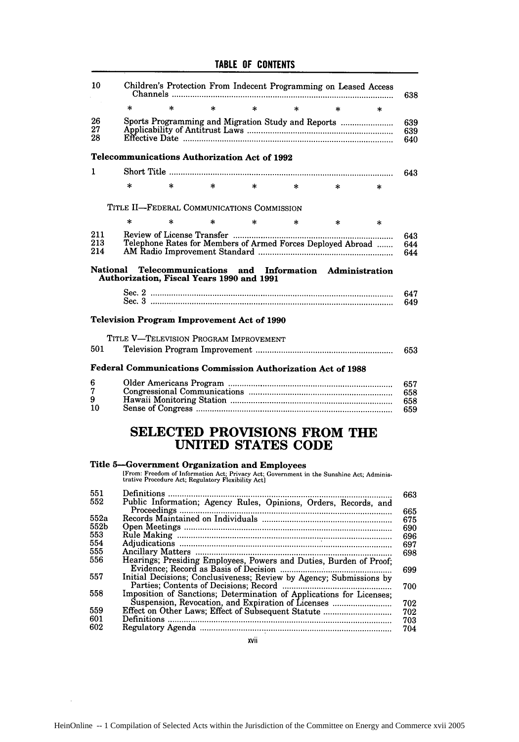| | | |
|---|---|---|
| 10 | Children's Protection From Indecent Programming on Leased Access Channels | 638 |
| | * * * * * * * | |
| 26 | Sports Programming and Migration Study and Reports | 639 |
| 27 | Applicability of Antitrust Laws | 639 |
| 28 | Effective Date | 640 |

**Telecommunications Authorization Act of 1992**

| | | |
|---|---|---|
| 1 | Short Title | 643 |
| | * * * * * * * | |

TITLE II—FEDERAL COMMUNICATIONS COMMISSION

| | | |
|---|---|---|
| | * * * * * * * | |
| 211 | Review of License Transfer | 643 |
| 213 | Telephone Rates for Members of Armed Forces Deployed Abroad | 644 |
| 214 | AM Radio Improvement Standard | 644 |

**National Telecommunications and Information Administration Authorization, Fiscal Years 1990 and 1991**

| | | |
|---|---|---|
| | Sec. 2 | 647 |
| | Sec. 3 | 649 |

**Television Program Improvement Act of 1990**

TITLE V—TELEVISION PROGRAM IMPROVEMENT

| | | |
|---|---|---|
| 501 | Television Program Improvement | 653 |

**Federal Communications Commission Authorization Act of 1988**

| | | |
|---|---|---|
| 6 | Older Americans Program | 657 |
| 7 | Congressional Communications | 658 |
| 9 | Hawaii Monitoring Station | 658 |
| 10 | Sense of Congress | 659 |

# SELECTED PROVISIONS FROM THE UNITED STATES CODE

**Title 5—Government Organization and Employees**

[From: Freedom of Information Act; Privacy Act; Government in the Sunshine Act; Administrative Procedure Act; Regulatory Flexibility Act]

| | | |
|---|---|---|
| 551 | Definitions | 663 |
| 552 | Public Information; Agency Rules, Opinions, Orders, Records, and Proceedings | 665 |
| 552a | Records Maintained on Individuals | 675 |
| 552b | Open Meetings | 690 |
| 553 | Rule Making | 696 |
| 554 | Adjudications | 697 |
| 555 | Ancillary Matters | 698 |
| 556 | Hearings; Presiding Employees, Powers and Duties, Burden of Proof; Evidence; Record as Basis of Decision | 699 |
| 557 | Initial Decisions; Conclusiveness; Review by Agency; Submissions by Parties; Contents of Decisions; Record | 700 |
| 558 | Imposition of Sanctions; Determination of Applications for Licenses; Suspension, Revocation, and Expiration of Licenses | 702 |
| 559 | Effect on Other Laws; Effect of Subsequent Statute | 702 |
| 601 | Definitions | 703 |
| 602 | Regulatory Agenda | 704 |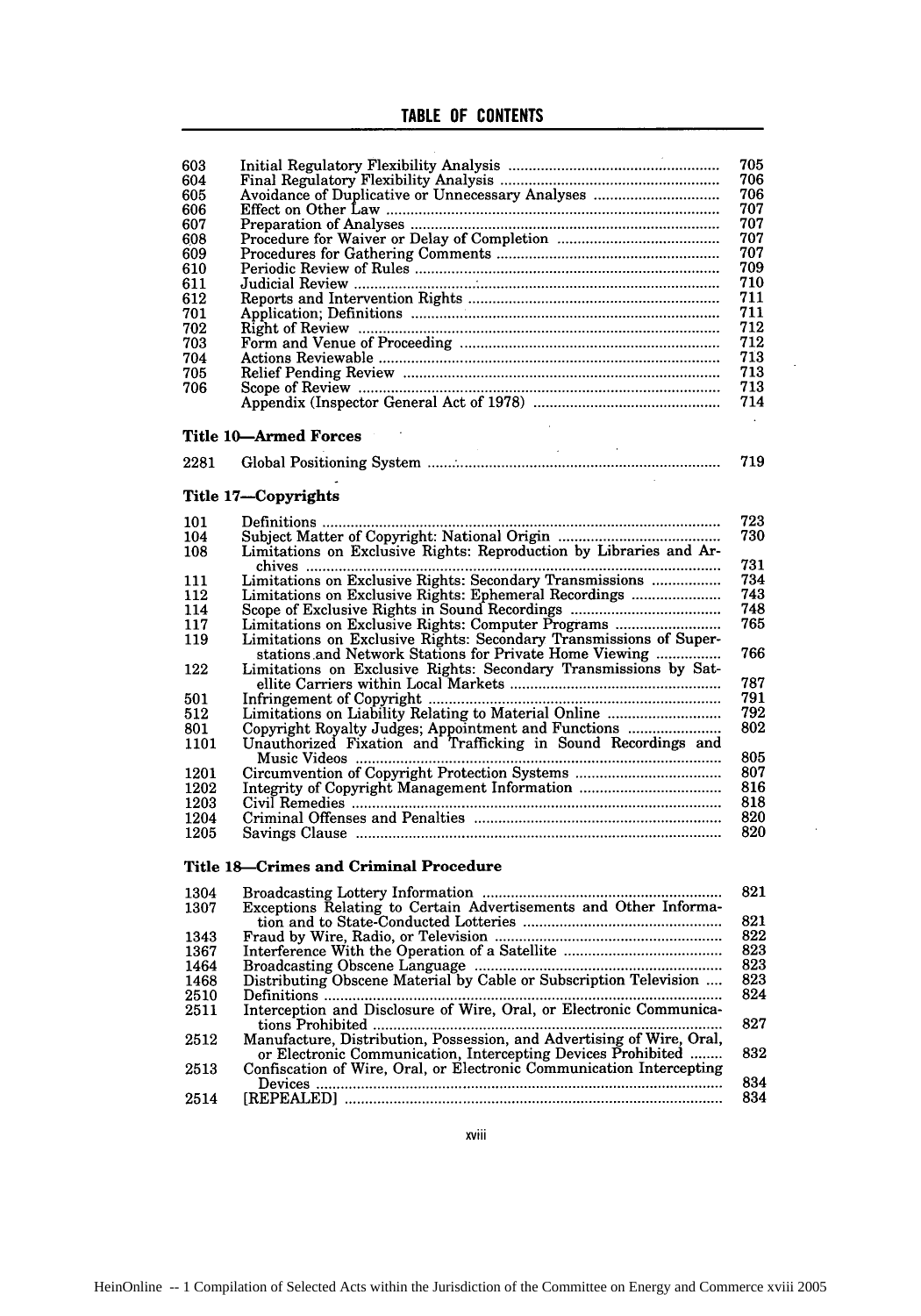# TABLE OF CONTENTS

| | | |
|---|---|---|
| 603 | Initial Regulatory Flexibility Analysis | 705 |
| 604 | Final Regulatory Flexibility Analysis | 706 |
| 605 | Avoidance of Duplicative or Unnecessary Analyses | 706 |
| 606 | Effect on Other Law | 707 |
| 607 | Preparation of Analyses | 707 |
| 608 | Procedure for Waiver or Delay of Completion | 707 |
| 609 | Procedures for Gathering Comments | 707 |
| 610 | Periodic Review of Rules | 709 |
| 611 | Judicial Review | 710 |
| 612 | Reports and Intervention Rights | 711 |
| 701 | Application; Definitions | 711 |
| 702 | Right of Review | 712 |
| 703 | Form and Venue of Proceeding | 712 |
| 704 | Actions Reviewable | 713 |
| 705 | Relief Pending Review | 713 |
| 706 | Scope of Review | 713 |
| | Appendix (Inspector General Act of 1978) | 714 |

**Title 10—Armed Forces**

| | | |
|---|---|---|
| 2281 | Global Positioning System | 719 |

**Title 17—Copyrights**

| | | |
|---|---|---|
| 101 | Definitions | 723 |
| 104 | Subject Matter of Copyright: National Origin | 730 |
| 108 | Limitations on Exclusive Rights: Reproduction by Libraries and Archives | 731 |
| 111 | Limitations on Exclusive Rights: Secondary Transmissions | 734 |
| 112 | Limitations on Exclusive Rights: Ephemeral Recordings | 743 |
| 114 | Scope of Exclusive Rights in Sound Recordings | 748 |
| 117 | Limitations on Exclusive Rights: Computer Programs | 765 |
| 119 | Limitations on Exclusive Rights: Secondary Transmissions of Superstations and Network Stations for Private Home Viewing | 766 |
| 122 | Limitations on Exclusive Rights: Secondary Transmissions by Satellite Carriers within Local Markets | 787 |
| 501 | Infringement of Copyright | 791 |
| 512 | Limitations on Liability Relating to Material Online | 792 |
| 801 | Copyright Royalty Judges; Appointment and Functions | 802 |
| 1101 | Unauthorized Fixation and Trafficking in Sound Recordings and Music Videos | 805 |
| 1201 | Circumvention of Copyright Protection Systems | 807 |
| 1202 | Integrity of Copyright Management Information | 816 |
| 1203 | Civil Remedies | 818 |
| 1204 | Criminal Offenses and Penalties | 820 |
| 1205 | Savings Clause | 820 |

**Title 18—Crimes and Criminal Procedure**

| | | |
|---|---|---|
| 1304 | Broadcasting Lottery Information | 821 |
| 1307 | Exceptions Relating to Certain Advertisements and Other Information and to State-Conducted Lotteries | 821 |
| 1343 | Fraud by Wire, Radio, or Television | 822 |
| 1367 | Interference With the Operation of a Satellite | 823 |
| 1464 | Broadcasting Obscene Language | 823 |
| 1468 | Distributing Obscene Material by Cable or Subscription Television | 823 |
| 2510 | Definitions | 824 |
| 2511 | Interception and Disclosure of Wire, Oral, or Electronic Communications Prohibited | 827 |
| 2512 | Manufacture, Distribution, Possession, and Advertising of Wire, Oral, or Electronic Communication, Intercepting Devices Prohibited | 832 |
| 2513 | Confiscation of Wire, Oral, or Electronic Communication Intercepting Devices | 834 |
| 2514 | [REPEALED] | 834 |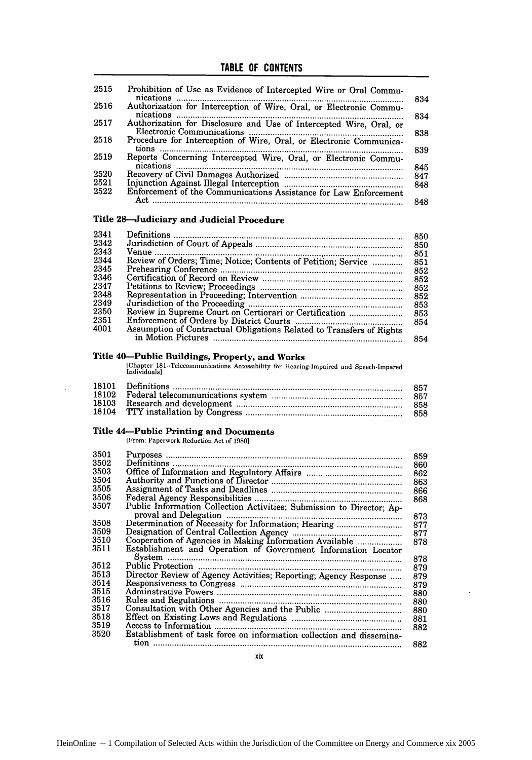## TABLE OF CONTENTS

| | | |
|---|---|---|
| 2515 | Prohibition of Use as Evidence of Intercepted Wire or Oral Communications | 834 |
| 2516 | Authorization for Interception of Wire, Oral, or Electronic Communications | 834 |
| 2517 | Authorization for Disclosure and Use of Intercepted Wire, Oral, or Electronic Communications | 838 |
| 2518 | Procedure for Interception of Wire, Oral, or Electronic Communications | 839 |
| 2519 | Reports Concerning Intercepted Wire, Oral, or Electronic Communications | 845 |
| 2520 | Recovery of Civil Damages Authorized | 847 |
| 2521 | Injunction Against Illegal Interception | 848 |
| 2522 | Enforcement of the Communications Assistance for Law Enforcement Act | 848 |

### Title 28—Judiciary and Judicial Procedure

| | | |
|---|---|---|
| 2341 | Definitions | 850 |
| 2342 | Jurisdiction of Court of Appeals | 850 |
| 2343 | Venue | 851 |
| 2344 | Review of Orders; Time; Notice; Contents of Petition; Service | 851 |
| 2345 | Prehearing Conference | 852 |
| 2346 | Certification of Record on Review | 852 |
| 2347 | Petitions to Review; Proceedings | 852 |
| 2348 | Representation in Proceeding; Intervention | 852 |
| 2349 | Jurisdiction of the Proceeding | 853 |
| 2350 | Review in Supreme Court on Certiorari or Certification | 853 |
| 2351 | Enforcement of Orders by District Courts | 854 |
| 4001 | Assumption of Contractual Obligations Related to Transfers of Rights in Motion Pictures | 854 |

### Title 40—Public Buildings, Property, and Works

[Chapter 181--Telecommunications Accessibility for Hearing-Impaired and Speech-Impared Individuals]

| | | |
|---|---|---|
| 18101 | Definitions | 857 |
| 18102 | Federal telecommunications system | 857 |
| 18103 | Research and development | 858 |
| 18104 | TTY installation by Congress | 858 |

### Title 44—Public Printing and Documents

[From: Paperwork Reduction Act of 1980]

| | | |
|---|---|---|
| 3501 | Purposes | 859 |
| 3502 | Definitions | 860 |
| 3503 | Office of Information and Regulatory Affairs | 862 |
| 3504 | Authority and Functions of Director | 863 |
| 3505 | Assignment of Tasks and Deadlines | 866 |
| 3506 | Federal Agency Responsibilities | 868 |
| 3507 | Public Information Collection Activities; Submission to Director; Approval and Delegation | 873 |
| 3508 | Determination of Necessity for Information; Hearing | 877 |
| 3509 | Designation of Central Collection Agency | 877 |
| 3510 | Cooperation of Agencies in Making Information Available | 878 |
| 3511 | Establishment and Operation of Government Information Locator System | 878 |
| 3512 | Public Protection | 879 |
| 3513 | Director Review of Agency Activities; Reporting; Agency Response | 879 |
| 3514 | Responsiveness to Congress | 879 |
| 3515 | Adminstrative Powers | 880 |
| 3516 | Rules and Regulations | 880 |
| 3517 | Consultation with Other Agencies and the Public | 880 |
| 3518 | Effect on Existing Laws and Regulations | 881 |
| 3519 | Access to Information | 882 |
| 3520 | Establishment of task force on information collection and dissemination | 882 |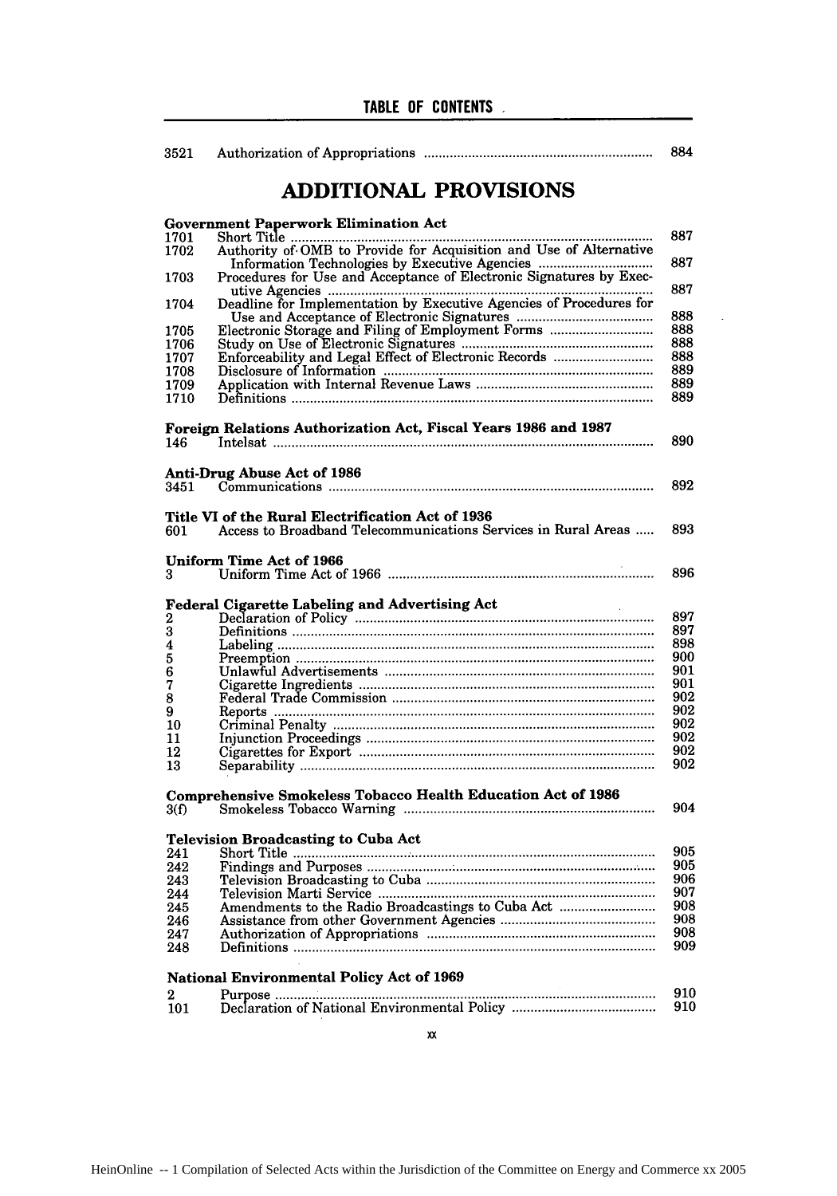| | | |
|---|---|---|
| 3521 | Authorization of Appropriations | 884 |

## ADDITIONAL PROVISIONS

**Government Paperwork Elimination Act**

| | | |
|---|---|---|
| 1701 | Short Title | 887 |
| 1702 | Authority of OMB to Provide for Acquisition and Use of Alternative Information Technologies by Executive Agencies | 887 |
| 1703 | Procedures for Use and Acceptance of Electronic Signatures by Executive Agencies | 887 |
| 1704 | Deadline for Implementation by Executive Agencies of Procedures for Use and Acceptance of Electronic Signatures | 888 |
| 1705 | Electronic Storage and Filing of Employment Forms | 888 |
| 1706 | Study on Use of Electronic Signatures | 888 |
| 1707 | Enforceability and Legal Effect of Electronic Records | 888 |
| 1708 | Disclosure of Information | 889 |
| 1709 | Application with Internal Revenue Laws | 889 |
| 1710 | Definitions | 889 |

**Foreign Relations Authorization Act, Fiscal Years 1986 and 1987**

| | | |
|---|---|---|
| 146 | Intelsat | 890 |

**Anti-Drug Abuse Act of 1986**

| | | |
|---|---|---|
| 3451 | Communications | 892 |

**Title VI of the Rural Electrification Act of 1936**

| | | |
|---|---|---|
| 601 | Access to Broadband Telecommunications Services in Rural Areas | 893 |

**Uniform Time Act of 1966**

| | | |
|---|---|---|
| 3 | Uniform Time Act of 1966 | 896 |

**Federal Cigarette Labeling and Advertising Act**

| | | |
|---|---|---|
| 2 | Declaration of Policy | 897 |
| 3 | Definitions | 897 |
| 4 | Labeling | 898 |
| 5 | Preemption | 900 |
| 6 | Unlawful Advertisements | 901 |
| 7 | Cigarette Ingredients | 901 |
| 8 | Federal Trade Commission | 902 |
| 9 | Reports | 902 |
| 10 | Criminal Penalty | 902 |
| 11 | Injunction Proceedings | 902 |
| 12 | Cigarettes for Export | 902 |
| 13 | Separability | 902 |

**Comprehensive Smokeless Tobacco Health Education Act of 1986**

| | | |
|---|---|---|
| 3(f) | Smokeless Tobacco Warning | 904 |

**Television Broadcasting to Cuba Act**

| | | |
|---|---|---|
| 241 | Short Title | 905 |
| 242 | Findings and Purposes | 905 |
| 243 | Television Broadcasting to Cuba | 906 |
| 244 | Television Marti Service | 907 |
| 245 | Amendments to the Radio Broadcastings to Cuba Act | 908 |
| 246 | Assistance from other Government Agencies | 908 |
| 247 | Authorization of Appropriations | 908 |
| 248 | Definitions | 909 |

**National Environmental Policy Act of 1969**

| | | |
|---|---|---|
| 2 | Purpose | 910 |
| 101 | Declaration of National Environmental Policy | 910 |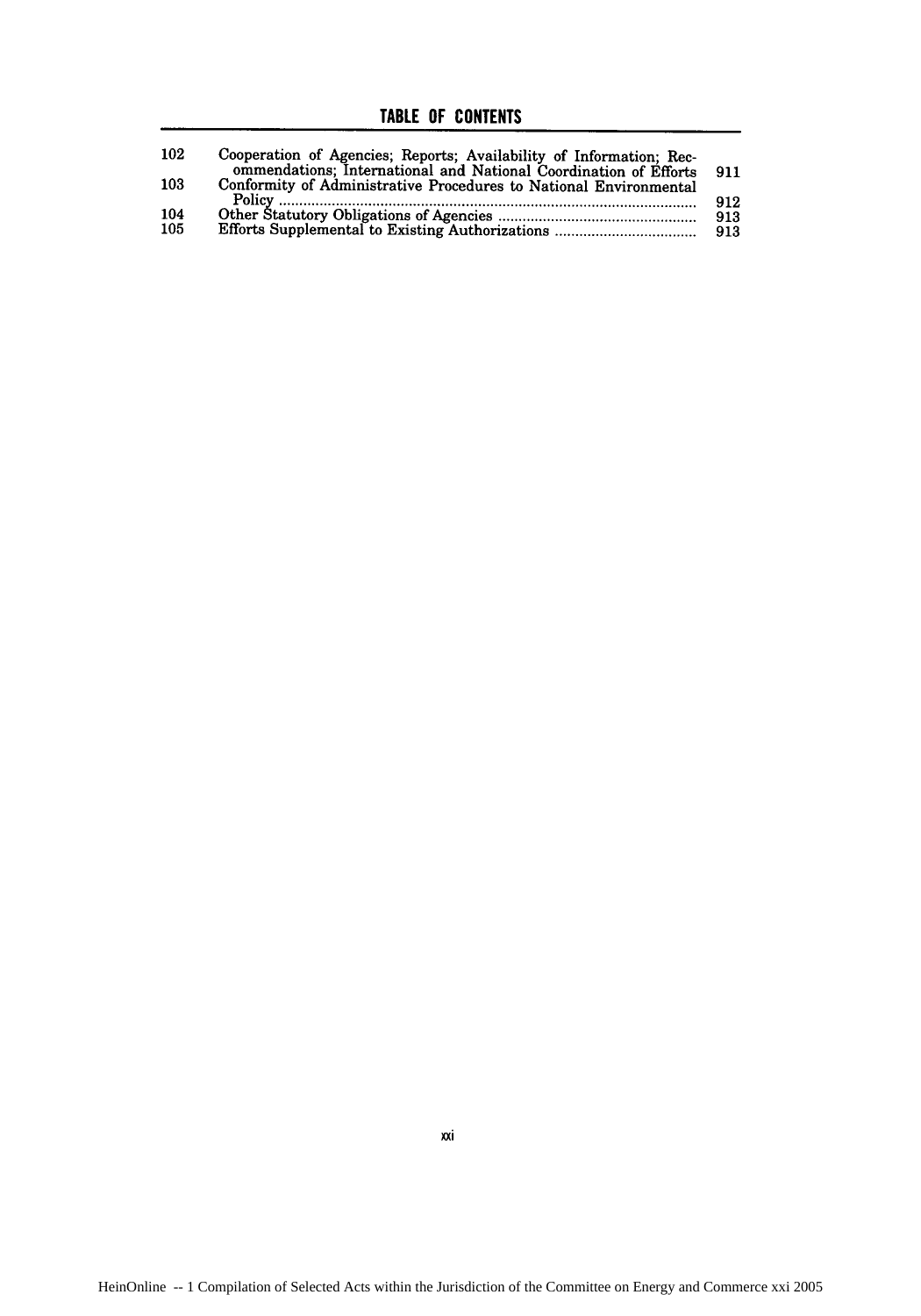## TABLE OF CONTENTS

| | | |
|---|---|---|
| 102 | Cooperation of Agencies; Reports; Availability of Information; Recommendations; International and National Coordination of Efforts | 911 |
| 103 | Conformity of Administrative Procedures to National Environmental Policy | 912 |
| 104 | Other Statutory Obligations of Agencies | 913 |
| 105 | Efforts Supplemental to Existing Authorizations | 913 |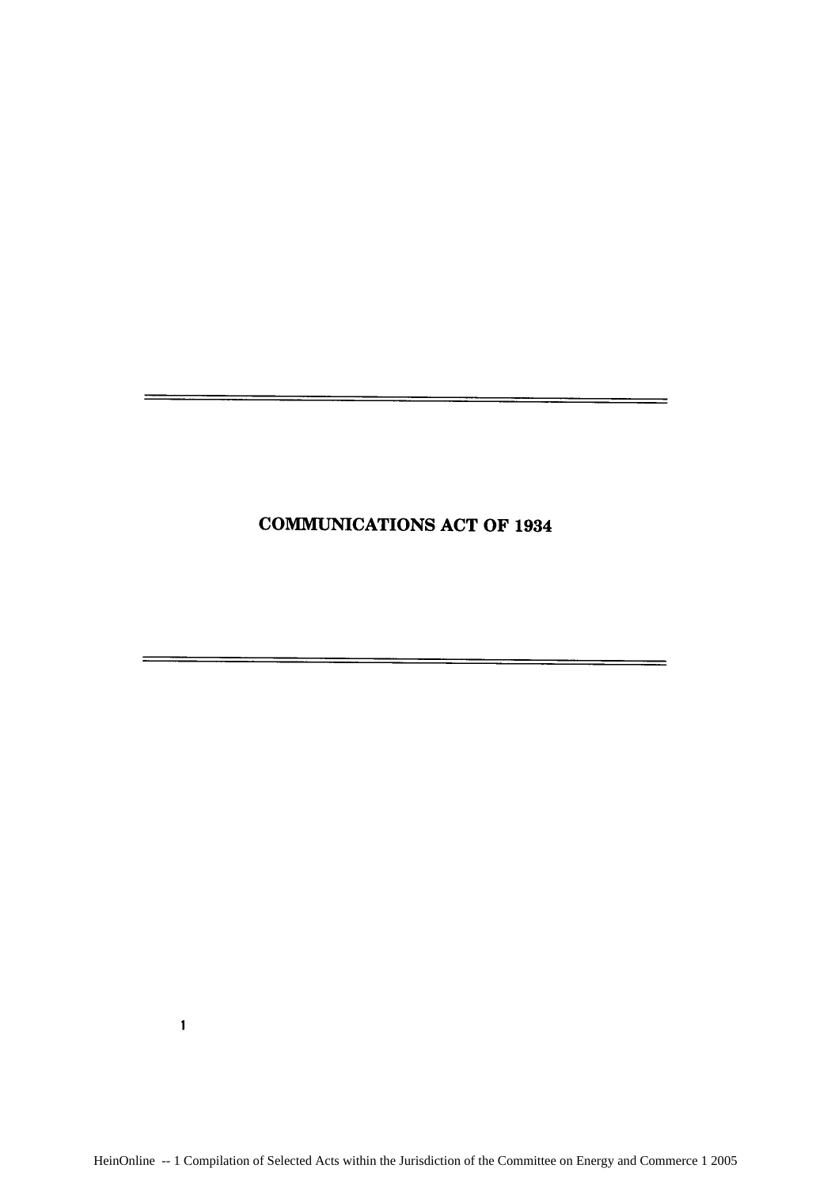# COMMUNICATIONS ACT OF 1934